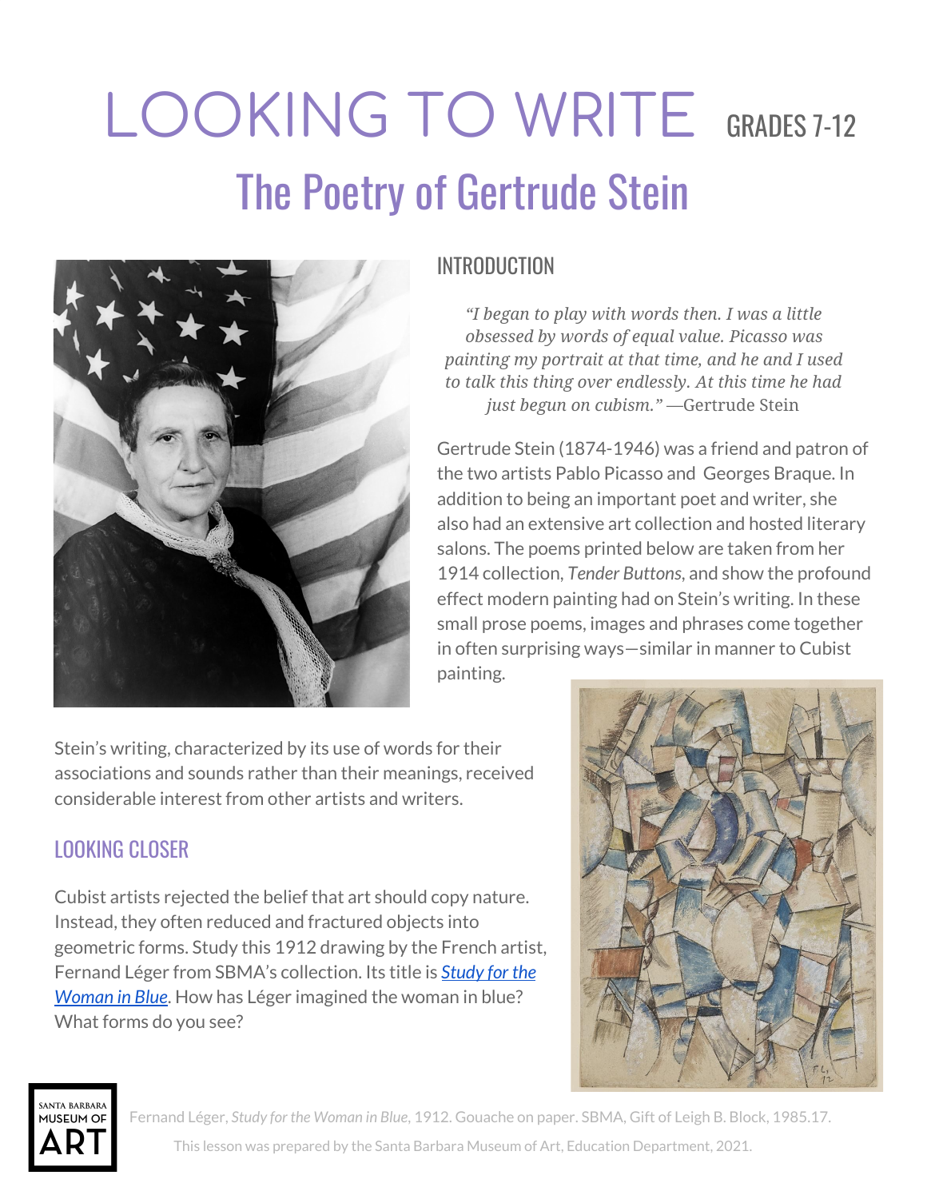# LOOKING TO WRITE GRADES 7-12

## The Poetry of Gertrude Stein

### INTRODUCTION

> *"I began to play with words then. I was a little obsessed by words of equal value. Picasso was painting my portrait at that time, and he and I used to talk this thing over endlessly. At this time he had just begun on cubism."* —Gertrude Stein

Gertrude Stein (1874-1946) was a friend and patron of the two artists Pablo Picasso and Georges Braque. In addition to being an important poet and writer, she also had an extensive art collection and hosted literary salons. The poems printed below are taken from her 1914 collection, *Tender Buttons,* and show the profound effect modern painting had on Stein's writing. In these small prose poems, images and phrases come together in often surprising ways—similar in manner to Cubist painting.

Stein's writing, characterized by its use of words for their associations and sounds rather than their meanings, received considerable interest from other artists and writers.

### LOOKING CLOSER

Cubist artists rejected the belief that art should copy nature. Instead, they often reduced and fractured objects into geometric forms. Study this 1912 drawing by the French artist, Fernand Léger from SBMA's collection. Its title is *Study for the Woman in Blue*. How has Léger imagined the woman in blue? What forms do you see?

Fernand Léger, *Study for the Woman in Blue*, 1912. Gouache on paper. SBMA, Gift of Leigh B. Block, 1985.17.

This lesson was prepared by the Santa Barbara Museum of Art, Education Department, 2021.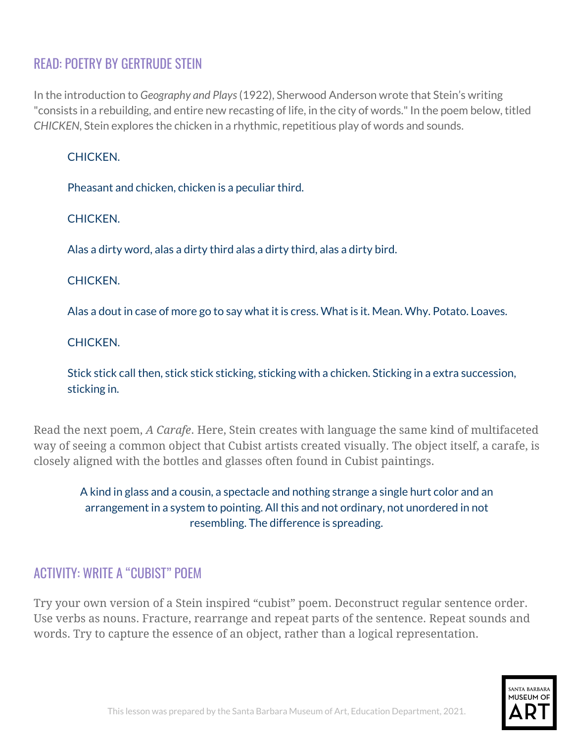## READ: POETRY BY GERTRUDE STEIN

In the introduction to *Geography and Plays* (1922), Sherwood Anderson wrote that Stein's writing "consists in a rebuilding, and entire new recasting of life, in the city of words." In the poem below, titled *CHICKEN*, Stein explores the chicken in a rhythmic, repetitious play of words and sounds.

> CHICKEN.
>
> Pheasant and chicken, chicken is a peculiar third.
>
> CHICKEN.
>
> Alas a dirty word, alas a dirty third alas a dirty third, alas a dirty bird.
>
> CHICKEN.
>
> Alas a dout in case of more go to say what it is cress. What is it. Mean. Why. Potato. Loaves.
>
> CHICKEN.
>
> Stick stick call then, stick stick sticking, sticking with a chicken. Sticking in a extra succession, sticking in.

Read the next poem, *A Carafe*. Here, Stein creates with language the same kind of multifaceted way of seeing a common object that Cubist artists created visually. The object itself, a carafe, is closely aligned with the bottles and glasses often found in Cubist paintings.

> A kind in glass and a cousin, a spectacle and nothing strange a single hurt color and an arrangement in a system to pointing. All this and not ordinary, not unordered in not resembling. The difference is spreading.

## ACTIVITY: WRITE A "CUBIST" POEM

Try your own version of a Stein inspired "cubist" poem. Deconstruct regular sentence order. Use verbs as nouns. Fracture, rearrange and repeat parts of the sentence. Repeat sounds and words. Try to capture the essence of an object, rather than a logical representation.

This lesson was prepared by the Santa Barbara Museum of Art, Education Department, 2021.

SANTA BARBARA MUSEUM OF ART